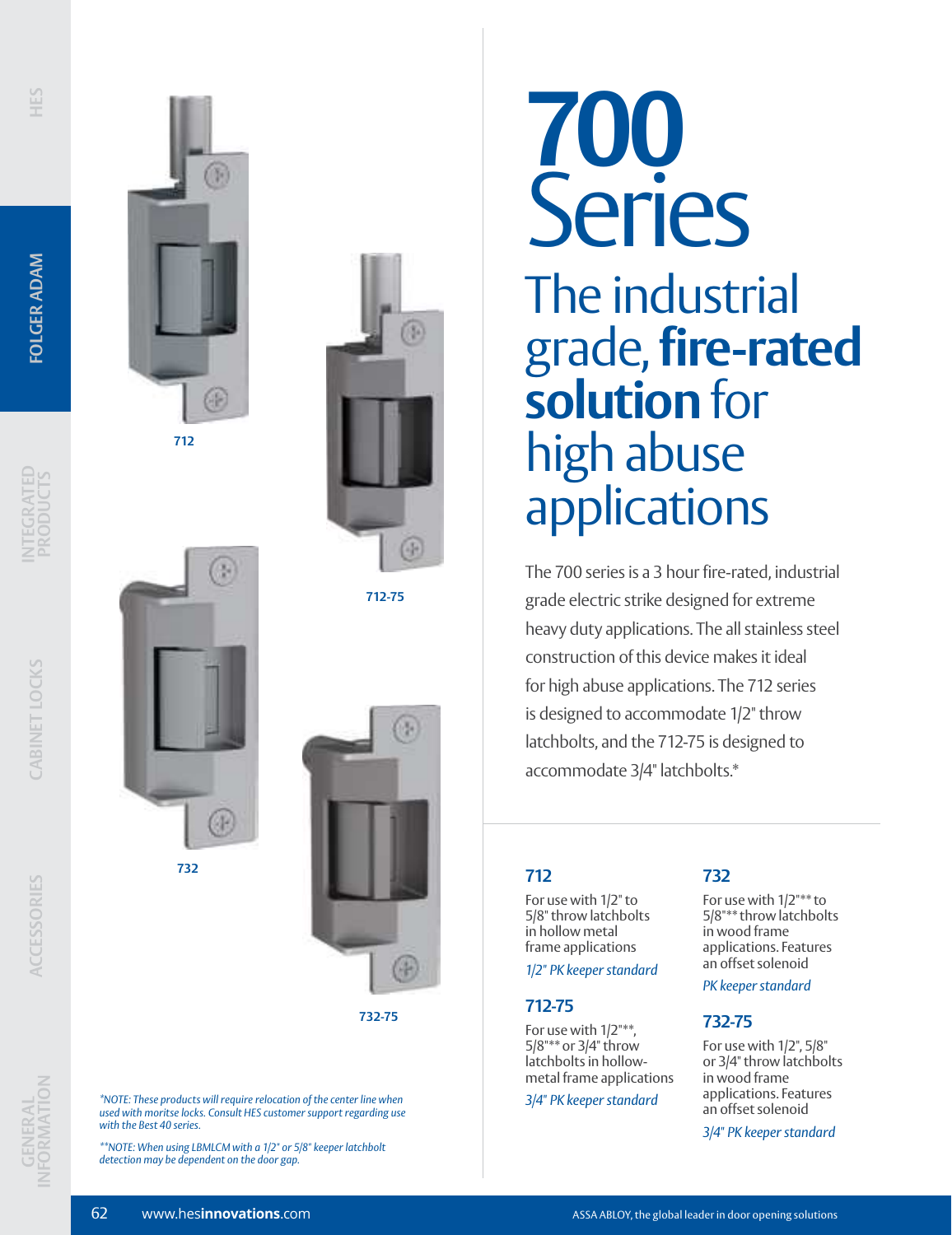712

712-75

732

732-75

*NOTE: These products will require relocation of the center line when used with moritse locks. Consult HES customer support regarding use with the Best 40 series.*

***NOTE: When using LBMLCM with a 1/2" or 5/8" keeper latchbolt detection may be dependent on the door gap.*

# 700 Series

## The industrial grade, **fire-rated solution** for high abuse applications

The 700 series is a 3 hour fire-rated, industrial grade electric strike designed for extreme heavy duty applications. The all stainless steel construction of this device makes it ideal for high abuse applications. The 712 series is designed to accommodate 1/2" throw latchbolts, and the 712-75 is designed to accommodate 3/4" latchbolts.*

### 712

For use with 1/2" to 5/8" throw latchbolts in hollow metal frame applications

*1/2" PK keeper standard*

### 712-75

For use with 1/2"**, 5/8"** or 3/4" throw latchbolts in hollow-metal frame applications

*3/4" PK keeper standard*

### 732

For use with 1/2"** to 5/8"** throw latchbolts in wood frame applications. Features an offset solenoid

*PK keeper standard*

### 732-75

For use with 1/2", 5/8" or 3/4" throw latchbolts in wood frame applications. Features an offset solenoid

*3/4" PK keeper standard*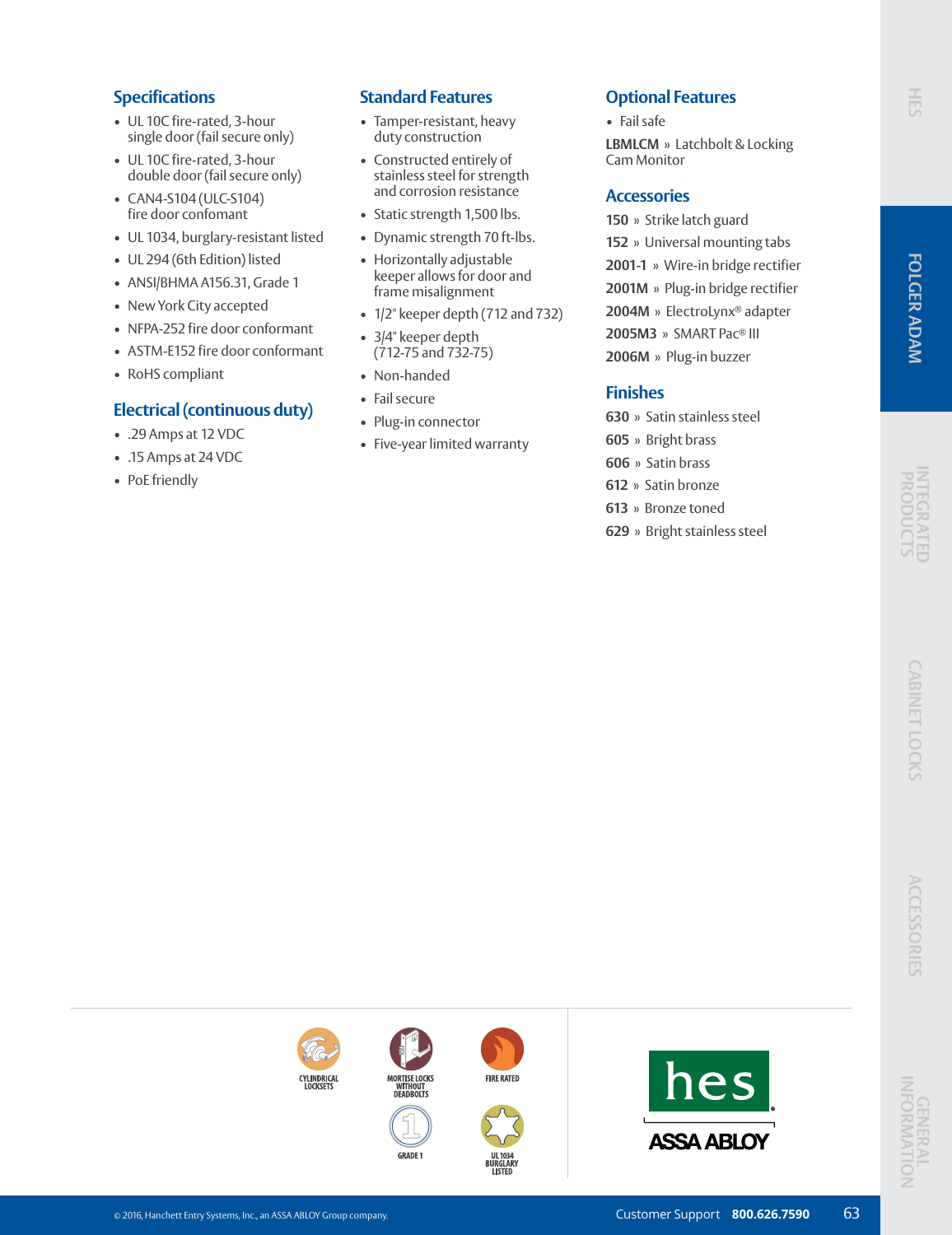## Specifications

- UL 10C fire-rated, 3-hour single door (fail secure only)
- UL 10C fire-rated, 3-hour double door (fail secure only)
- CAN4-S104 (ULC-S104) fire door confomant
- UL 1034, burglary-resistant listed
- UL 294 (6th Edition) listed
- ANSI/BHMA A156.31, Grade 1
- New York City accepted
- NFPA-252 fire door conformant
- ASTM-E152 fire door conformant
- RoHS compliant

## Electrical (continuous duty)

- .29 Amps at 12 VDC
- .15 Amps at 24 VDC
- PoE friendly

## Standard Features

- Tamper-resistant, heavy duty construction
- Constructed entirely of stainless steel for strength and corrosion resistance
- Static strength 1,500 lbs.
- Dynamic strength 70 ft-lbs.
- Horizontally adjustable keeper allows for door and frame misalignment
- 1/2" keeper depth (712 and 732)
- 3/4" keeper depth (712-75 and 732-75)
- Non-handed
- Fail secure
- Plug-in connector
- Five-year limited warranty

## Optional Features

- Fail safe

**LBMLCM** » Latchbolt & Locking Cam Monitor

## Accessories

**150** » Strike latch guard
**152** » Universal mounting tabs
**2001-1** » Wire-in bridge rectifier
**2001M** » Plug-in bridge rectifier
**2004M** » ElectroLynx® adapter
**2005M3** » SMART Pac® III
**2006M** » Plug-in buzzer

## Finishes

**630** » Satin stainless steel
**605** » Bright brass
**606** » Satin brass
**612** » Satin bronze
**613** » Bronze toned
**629** » Bright stainless steel

CYLINDRICAL LOCKSETS
MORTISE LOCKS WITHOUT DEADBOLTS
FIRE RATED
GRADE 1
UL 1034 BURGLARY LISTED

hes
ASSA ABLOY

© 2016, Hanchett Entry Systems, Inc., an ASSA ABLOY Group company.

Customer Support **800.626.7590**